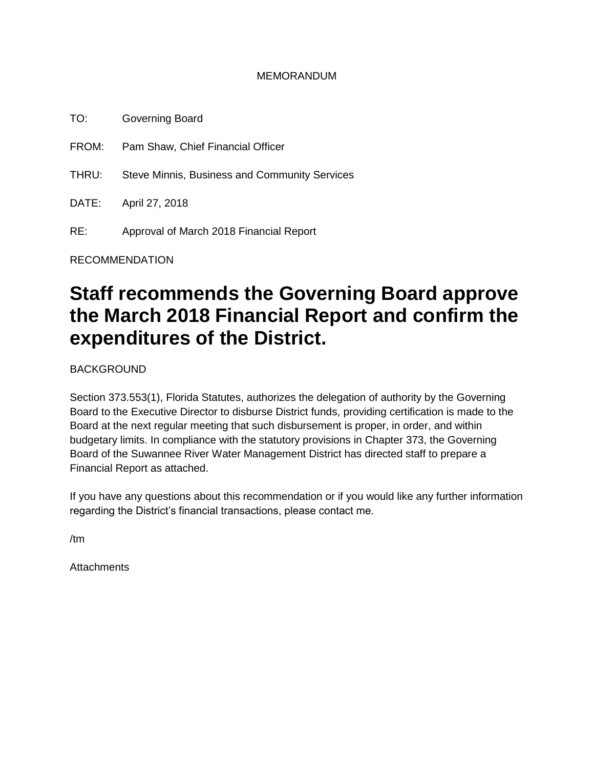MEMORANDUM

TO: Governing Board

FROM: Pam Shaw, Chief Financial Officer

THRU: Steve Minnis, Business and Community Services

DATE: April 27, 2018

RE: Approval of March 2018 Financial Report

RECOMMENDATION

# Staff recommends the Governing Board approve the March 2018 Financial Report and confirm the expenditures of the District.

BACKGROUND

Section 373.553(1), Florida Statutes, authorizes the delegation of authority by the Governing Board to the Executive Director to disburse District funds, providing certification is made to the Board at the next regular meeting that such disbursement is proper, in order, and within budgetary limits. In compliance with the statutory provisions in Chapter 373, the Governing Board of the Suwannee River Water Management District has directed staff to prepare a Financial Report as attached.

If you have any questions about this recommendation or if you would like any further information regarding the District's financial transactions, please contact me.

/tm

Attachments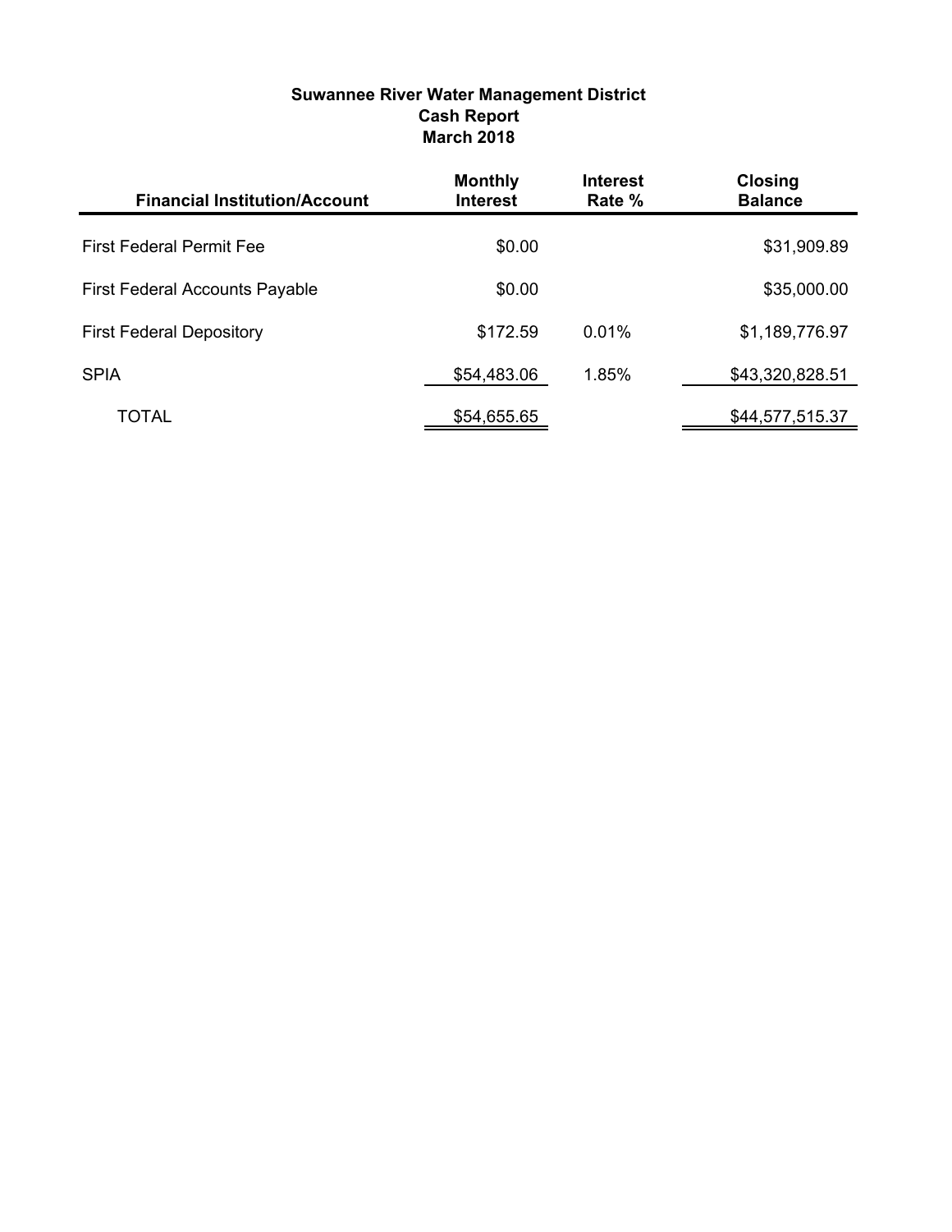**Suwannee River Water Management District**
**Cash Report**
**March 2018**

| Financial Institution/Account | Monthly Interest | Interest Rate % | Closing Balance |
|---|---|---|---|
| First Federal Permit Fee | $0.00 | | $31,909.89 |
| First Federal Accounts Payable | $0.00 | | $35,000.00 |
| First Federal Depository | $172.59 | 0.01% | $1,189,776.97 |
| SPIA | $54,483.06 | 1.85% | $43,320,828.51 |
| TOTAL | $54,655.65 | | $44,577,515.37 |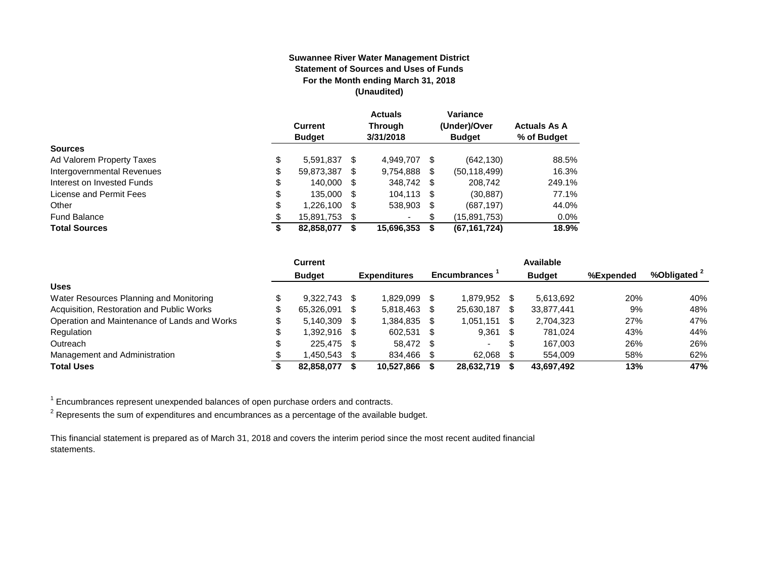**Suwannee River Water Management District**
**Statement of Sources and Uses of Funds**
**For the Month ending March 31, 2018**
**(Unaudited)**

| | Current Budget | Actuals Through 3/31/2018 | Variance (Under)/Over Budget | Actuals As A % of Budget |
|---|---|---|---|---|
| **Sources** | | | | |
| Ad Valorem Property Taxes | $ 5,591,837 | $ 4,949,707 | $ (642,130) | 88.5% |
| Intergovernmental Revenues | $ 59,873,387 | $ 9,754,888 | $ (50,118,499) | 16.3% |
| Interest on Invested Funds | $ 140,000 | $ 348,742 | $ 208,742 | 249.1% |
| License and Permit Fees | $ 135,000 | $ 104,113 | $ (30,887) | 77.1% |
| Other | $ 1,226,100 | $ 538,903 | $ (687,197) | 44.0% |
| Fund Balance | $ 15,891,753 | $ - | $ (15,891,753) | 0.0% |
| **Total Sources** | **$ 82,858,077** | **$ 15,696,353** | **$ (67,161,724)** | **18.9%** |

| | Current Budget | Expenditures | Encumbrances [1] | Available Budget | %Expended | %Obligated [2] |
|---|---|---|---|---|---|---|
| **Uses** | | | | | | |
| Water Resources Planning and Monitoring | $ 9,322,743 | $ 1,829,099 | $ 1,879,952 | $ 5,613,692 | 20% | 40% |
| Acquisition, Restoration and Public Works | $ 65,326,091 | $ 5,818,463 | $ 25,630,187 | $ 33,877,441 | 9% | 48% |
| Operation and Maintenance of Lands and Works | $ 5,140,309 | $ 1,384,835 | $ 1,051,151 | $ 2,704,323 | 27% | 47% |
| Regulation | $ 1,392,916 | $ 602,531 | $ 9,361 | $ 781,024 | 43% | 44% |
| Outreach | $ 225,475 | $ 58,472 | $ - | $ 167,003 | 26% | 26% |
| Management and Administration | $ 1,450,543 | $ 834,466 | $ 62,068 | $ 554,009 | 58% | 62% |
| **Total Uses** | **$ 82,858,077** | **$ 10,527,866** | **$ 28,632,719** | **$ 43,697,492** | **13%** | **47%** |

[1] Encumbrances represent unexpended balances of open purchase orders and contracts.

[2] Represents the sum of expenditures and encumbrances as a percentage of the available budget.

This financial statement is prepared as of March 31, 2018 and covers the interim period since the most recent audited financial statements.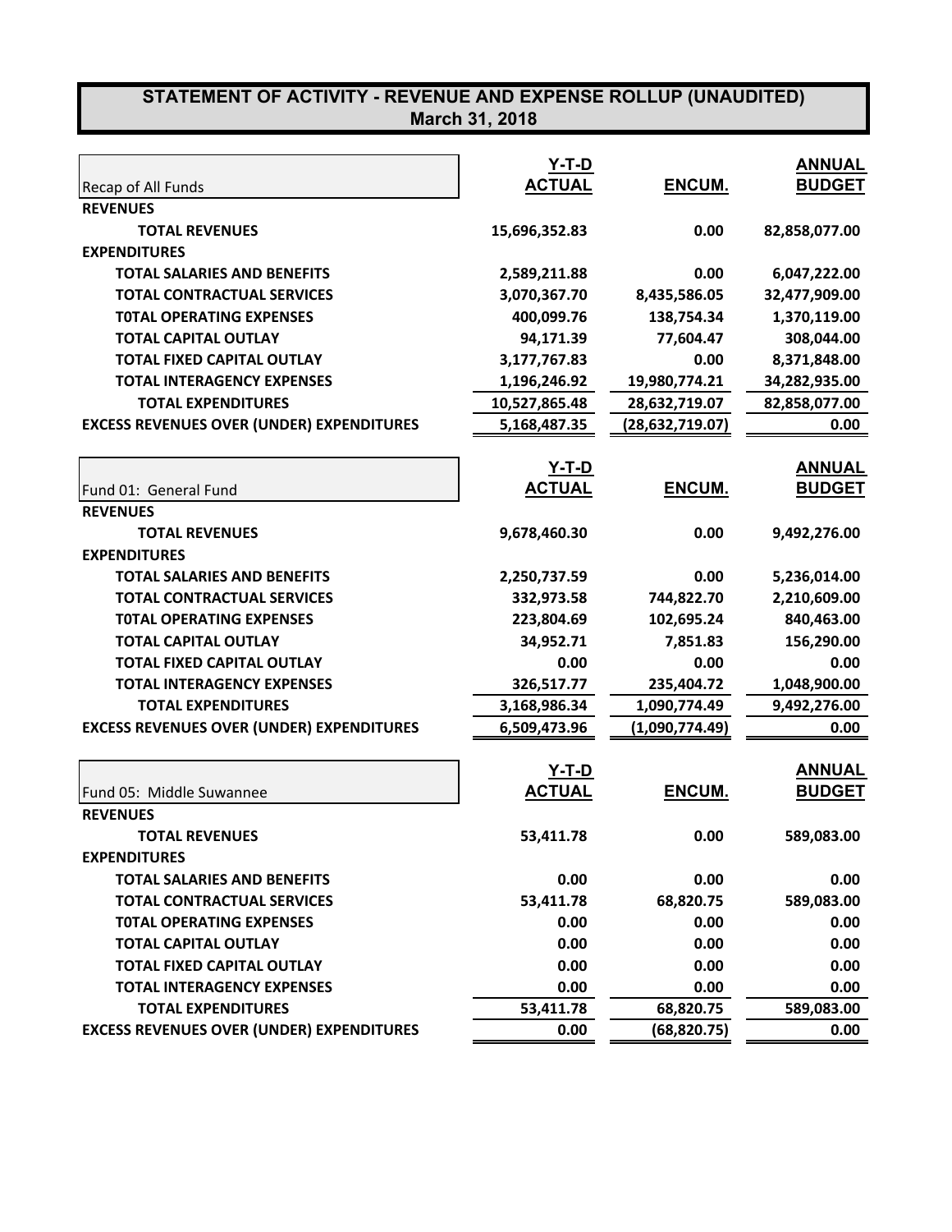# STATEMENT OF ACTIVITY - REVENUE AND EXPENSE ROLLUP (UNAUDITED)
## March 31, 2018

| Recap of All Funds | Y-T-D ACTUAL | ENCUM. | ANNUAL BUDGET |
|---|---|---|---|
| **REVENUES** | | | |
| **TOTAL REVENUES** | 15,696,352.83 | 0.00 | 82,858,077.00 |
| **EXPENDITURES** | | | |
| **TOTAL SALARIES AND BENEFITS** | 2,589,211.88 | 0.00 | 6,047,222.00 |
| **TOTAL CONTRACTUAL SERVICES** | 3,070,367.70 | 8,435,586.05 | 32,477,909.00 |
| **T0TAL OPERATING EXPENSES** | 400,099.76 | 138,754.34 | 1,370,119.00 |
| **TOTAL CAPITAL OUTLAY** | 94,171.39 | 77,604.47 | 308,044.00 |
| **TOTAL FIXED CAPITAL OUTLAY** | 3,177,767.83 | 0.00 | 8,371,848.00 |
| **TOTAL INTERAGENCY EXPENSES** | 1,196,246.92 | 19,980,774.21 | 34,282,935.00 |
| **TOTAL EXPENDITURES** | 10,527,865.48 | 28,632,719.07 | 82,858,077.00 |
| **EXCESS REVENUES OVER (UNDER) EXPENDITURES** | 5,168,487.35 | (28,632,719.07) | 0.00 |

| Fund 01: General Fund | Y-T-D ACTUAL | ENCUM. | ANNUAL BUDGET |
|---|---|---|---|
| **REVENUES** | | | |
| **TOTAL REVENUES** | 9,678,460.30 | 0.00 | 9,492,276.00 |
| **EXPENDITURES** | | | |
| **TOTAL SALARIES AND BENEFITS** | 2,250,737.59 | 0.00 | 5,236,014.00 |
| **TOTAL CONTRACTUAL SERVICES** | 332,973.58 | 744,822.70 | 2,210,609.00 |
| **T0TAL OPERATING EXPENSES** | 223,804.69 | 102,695.24 | 840,463.00 |
| **TOTAL CAPITAL OUTLAY** | 34,952.71 | 7,851.83 | 156,290.00 |
| **TOTAL FIXED CAPITAL OUTLAY** | 0.00 | 0.00 | 0.00 |
| **TOTAL INTERAGENCY EXPENSES** | 326,517.77 | 235,404.72 | 1,048,900.00 |
| **TOTAL EXPENDITURES** | 3,168,986.34 | 1,090,774.49 | 9,492,276.00 |
| **EXCESS REVENUES OVER (UNDER) EXPENDITURES** | 6,509,473.96 | (1,090,774.49) | 0.00 |

| Fund 05: Middle Suwannee | Y-T-D ACTUAL | ENCUM. | ANNUAL BUDGET |
|---|---|---|---|
| **REVENUES** | | | |
| **TOTAL REVENUES** | 53,411.78 | 0.00 | 589,083.00 |
| **EXPENDITURES** | | | |
| **TOTAL SALARIES AND BENEFITS** | 0.00 | 0.00 | 0.00 |
| **TOTAL CONTRACTUAL SERVICES** | 53,411.78 | 68,820.75 | 589,083.00 |
| **T0TAL OPERATING EXPENSES** | 0.00 | 0.00 | 0.00 |
| **TOTAL CAPITAL OUTLAY** | 0.00 | 0.00 | 0.00 |
| **TOTAL FIXED CAPITAL OUTLAY** | 0.00 | 0.00 | 0.00 |
| **TOTAL INTERAGENCY EXPENSES** | 0.00 | 0.00 | 0.00 |
| **TOTAL EXPENDITURES** | 53,411.78 | 68,820.75 | 589,083.00 |
| **EXCESS REVENUES OVER (UNDER) EXPENDITURES** | 0.00 | (68,820.75) | 0.00 |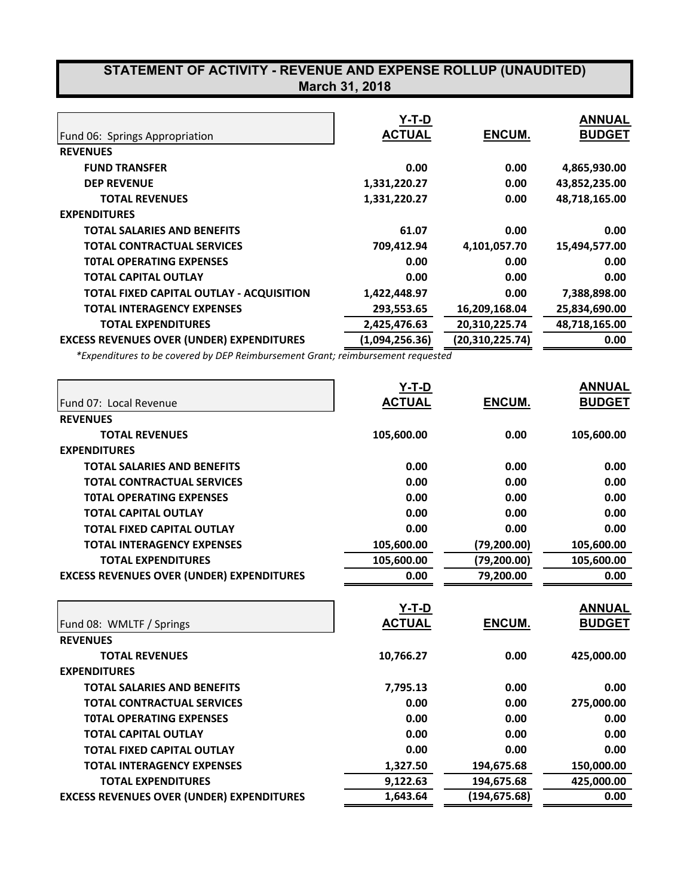## STATEMENT OF ACTIVITY - REVENUE AND EXPENSE ROLLUP (UNAUDITED)
### March 31, 2018

| Fund 06: Springs Appropriation | Y-T-D ACTUAL | ENCUM. | ANNUAL BUDGET |
|---|---|---|---|
| **REVENUES** | | | |
| **FUND TRANSFER** | **0.00** | **0.00** | **4,865,930.00** |
| **DEP REVENUE** | **1,331,220.27** | **0.00** | **43,852,235.00** |
| **TOTAL REVENUES** | **1,331,220.27** | **0.00** | **48,718,165.00** |
| **EXPENDITURES** | | | |
| **TOTAL SALARIES AND BENEFITS** | **61.07** | **0.00** | **0.00** |
| **TOTAL CONTRACTUAL SERVICES** | **709,412.94** | **4,101,057.70** | **15,494,577.00** |
| **T0TAL OPERATING EXPENSES** | **0.00** | **0.00** | **0.00** |
| **TOTAL CAPITAL OUTLAY** | **0.00** | **0.00** | **0.00** |
| **TOTAL FIXED CAPITAL OUTLAY - ACQUISITION** | **1,422,448.97** | **0.00** | **7,388,898.00** |
| **TOTAL INTERAGENCY EXPENSES** | **293,553.65** | **16,209,168.04** | **25,834,690.00** |
| **TOTAL EXPENDITURES** | **2,425,476.63** | **20,310,225.74** | **48,718,165.00** |
| **EXCESS REVENUES OVER (UNDER) EXPENDITURES** | **(1,094,256.36)** | **(20,310,225.74)** | **0.00** |

*\*Expenditures to be covered by DEP Reimbursement Grant; reimbursement requested*

| Fund 07: Local Revenue | Y-T-D ACTUAL | ENCUM. | ANNUAL BUDGET |
|---|---|---|---|
| **REVENUES** | | | |
| **TOTAL REVENUES** | **105,600.00** | **0.00** | **105,600.00** |
| **EXPENDITURES** | | | |
| **TOTAL SALARIES AND BENEFITS** | **0.00** | **0.00** | **0.00** |
| **TOTAL CONTRACTUAL SERVICES** | **0.00** | **0.00** | **0.00** |
| **T0TAL OPERATING EXPENSES** | **0.00** | **0.00** | **0.00** |
| **TOTAL CAPITAL OUTLAY** | **0.00** | **0.00** | **0.00** |
| **TOTAL FIXED CAPITAL OUTLAY** | **0.00** | **0.00** | **0.00** |
| **TOTAL INTERAGENCY EXPENSES** | **105,600.00** | **(79,200.00)** | **105,600.00** |
| **TOTAL EXPENDITURES** | **105,600.00** | **(79,200.00)** | **105,600.00** |
| **EXCESS REVENUES OVER (UNDER) EXPENDITURES** | **0.00** | **79,200.00** | **0.00** |

| Fund 08: WMLTF / Springs | Y-T-D ACTUAL | ENCUM. | ANNUAL BUDGET |
|---|---|---|---|
| **REVENUES** | | | |
| **TOTAL REVENUES** | **10,766.27** | **0.00** | **425,000.00** |
| **EXPENDITURES** | | | |
| **TOTAL SALARIES AND BENEFITS** | **7,795.13** | **0.00** | **0.00** |
| **TOTAL CONTRACTUAL SERVICES** | **0.00** | **0.00** | **275,000.00** |
| **T0TAL OPERATING EXPENSES** | **0.00** | **0.00** | **0.00** |
| **TOTAL CAPITAL OUTLAY** | **0.00** | **0.00** | **0.00** |
| **TOTAL FIXED CAPITAL OUTLAY** | **0.00** | **0.00** | **0.00** |
| **TOTAL INTERAGENCY EXPENSES** | **1,327.50** | **194,675.68** | **150,000.00** |
| **TOTAL EXPENDITURES** | **9,122.63** | **194,675.68** | **425,000.00** |
| **EXCESS REVENUES OVER (UNDER) EXPENDITURES** | **1,643.64** | **(194,675.68)** | **0.00** |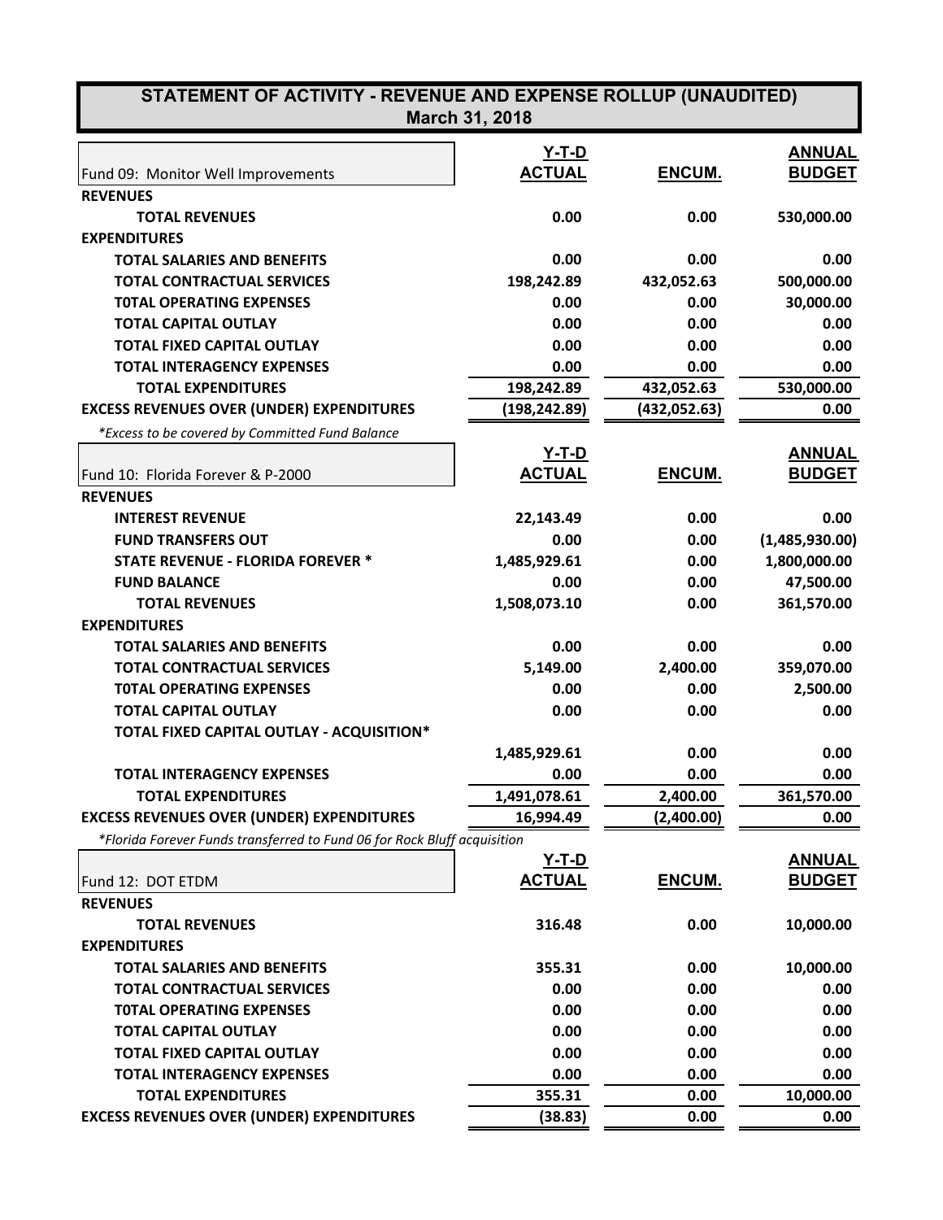# STATEMENT OF ACTIVITY - REVENUE AND EXPENSE ROLLUP (UNAUDITED)

## March 31, 2018

| Fund 09: Monitor Well Improvements | Y-T-D ACTUAL | ENCUM. | ANNUAL BUDGET |
|---|---|---|---|
| **REVENUES** | | | |
| **TOTAL REVENUES** | 0.00 | 0.00 | 530,000.00 |
| **EXPENDITURES** | | | |
| **TOTAL SALARIES AND BENEFITS** | 0.00 | 0.00 | 0.00 |
| **TOTAL CONTRACTUAL SERVICES** | 198,242.89 | 432,052.63 | 500,000.00 |
| **T0TAL OPERATING EXPENSES** | 0.00 | 0.00 | 30,000.00 |
| **TOTAL CAPITAL OUTLAY** | 0.00 | 0.00 | 0.00 |
| **TOTAL FIXED CAPITAL OUTLAY** | 0.00 | 0.00 | 0.00 |
| **TOTAL INTERAGENCY EXPENSES** | 0.00 | 0.00 | 0.00 |
| **TOTAL EXPENDITURES** | 198,242.89 | 432,052.63 | 530,000.00 |
| **EXCESS REVENUES OVER (UNDER) EXPENDITURES** | (198,242.89) | (432,052.63) | 0.00 |

*\*Excess to be covered by Committed Fund Balance*

| Fund 10: Florida Forever & P-2000 | Y-T-D ACTUAL | ENCUM. | ANNUAL BUDGET |
|---|---|---|---|
| **REVENUES** | | | |
| **INTEREST REVENUE** | 22,143.49 | 0.00 | 0.00 |
| **FUND TRANSFERS OUT** | 0.00 | 0.00 | (1,485,930.00) |
| **STATE REVENUE - FLORIDA FOREVER \*** | 1,485,929.61 | 0.00 | 1,800,000.00 |
| **FUND BALANCE** | 0.00 | 0.00 | 47,500.00 |
| **TOTAL REVENUES** | 1,508,073.10 | 0.00 | 361,570.00 |
| **EXPENDITURES** | | | |
| **TOTAL SALARIES AND BENEFITS** | 0.00 | 0.00 | 0.00 |
| **TOTAL CONTRACTUAL SERVICES** | 5,149.00 | 2,400.00 | 359,070.00 |
| **T0TAL OPERATING EXPENSES** | 0.00 | 0.00 | 2,500.00 |
| **TOTAL CAPITAL OUTLAY** | 0.00 | 0.00 | 0.00 |
| **TOTAL FIXED CAPITAL OUTLAY - ACQUISITION\*** | 1,485,929.61 | 0.00 | 0.00 |
| **TOTAL INTERAGENCY EXPENSES** | 0.00 | 0.00 | 0.00 |
| **TOTAL EXPENDITURES** | 1,491,078.61 | 2,400.00 | 361,570.00 |
| **EXCESS REVENUES OVER (UNDER) EXPENDITURES** | 16,994.49 | (2,400.00) | 0.00 |

*\*Florida Forever Funds transferred to Fund 06 for Rock Bluff acquisition*

| Fund 12: DOT ETDM | Y-T-D ACTUAL | ENCUM. | ANNUAL BUDGET |
|---|---|---|---|
| **REVENUES** | | | |
| **TOTAL REVENUES** | 316.48 | 0.00 | 10,000.00 |
| **EXPENDITURES** | | | |
| **TOTAL SALARIES AND BENEFITS** | 355.31 | 0.00 | 10,000.00 |
| **TOTAL CONTRACTUAL SERVICES** | 0.00 | 0.00 | 0.00 |
| **T0TAL OPERATING EXPENSES** | 0.00 | 0.00 | 0.00 |
| **TOTAL CAPITAL OUTLAY** | 0.00 | 0.00 | 0.00 |
| **TOTAL FIXED CAPITAL OUTLAY** | 0.00 | 0.00 | 0.00 |
| **TOTAL INTERAGENCY EXPENSES** | 0.00 | 0.00 | 0.00 |
| **TOTAL EXPENDITURES** | 355.31 | 0.00 | 10,000.00 |
| **EXCESS REVENUES OVER (UNDER) EXPENDITURES** | (38.83) | 0.00 | 0.00 |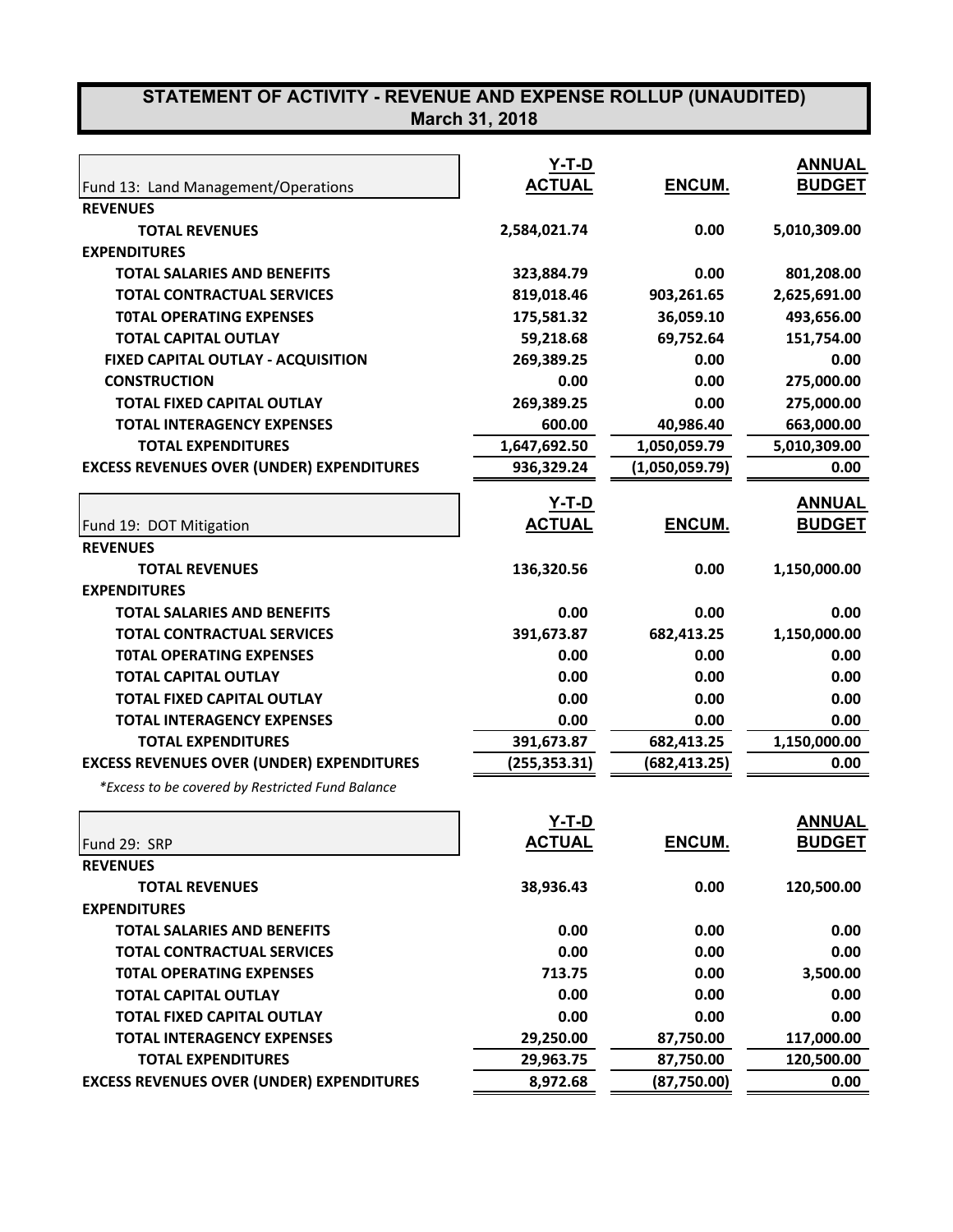# STATEMENT OF ACTIVITY - REVENUE AND EXPENSE ROLLUP (UNAUDITED)
## March 31, 2018

| Fund 13: Land Management/Operations | Y-T-D ACTUAL | ENCUM. | ANNUAL BUDGET |
|---|---|---|---|
| **REVENUES** | | | |
| **TOTAL REVENUES** | 2,584,021.74 | 0.00 | 5,010,309.00 |
| **EXPENDITURES** | | | |
| **TOTAL SALARIES AND BENEFITS** | 323,884.79 | 0.00 | 801,208.00 |
| **TOTAL CONTRACTUAL SERVICES** | 819,018.46 | 903,261.65 | 2,625,691.00 |
| **T0TAL OPERATING EXPENSES** | 175,581.32 | 36,059.10 | 493,656.00 |
| **TOTAL CAPITAL OUTLAY** | 59,218.68 | 69,752.64 | 151,754.00 |
| **FIXED CAPITAL OUTLAY - ACQUISITION** | 269,389.25 | 0.00 | 0.00 |
| **CONSTRUCTION** | 0.00 | 0.00 | 275,000.00 |
| **TOTAL FIXED CAPITAL OUTLAY** | 269,389.25 | 0.00 | 275,000.00 |
| **TOTAL INTERAGENCY EXPENSES** | 600.00 | 40,986.40 | 663,000.00 |
| **TOTAL EXPENDITURES** | 1,647,692.50 | 1,050,059.79 | 5,010,309.00 |
| **EXCESS REVENUES OVER (UNDER) EXPENDITURES** | 936,329.24 | (1,050,059.79) | 0.00 |

| Fund 19: DOT Mitigation | Y-T-D ACTUAL | ENCUM. | ANNUAL BUDGET |
|---|---|---|---|
| **REVENUES** | | | |
| **TOTAL REVENUES** | 136,320.56 | 0.00 | 1,150,000.00 |
| **EXPENDITURES** | | | |
| **TOTAL SALARIES AND BENEFITS** | 0.00 | 0.00 | 0.00 |
| **TOTAL CONTRACTUAL SERVICES** | 391,673.87 | 682,413.25 | 1,150,000.00 |
| **T0TAL OPERATING EXPENSES** | 0.00 | 0.00 | 0.00 |
| **TOTAL CAPITAL OUTLAY** | 0.00 | 0.00 | 0.00 |
| **TOTAL FIXED CAPITAL OUTLAY** | 0.00 | 0.00 | 0.00 |
| **TOTAL INTERAGENCY EXPENSES** | 0.00 | 0.00 | 0.00 |
| **TOTAL EXPENDITURES** | 391,673.87 | 682,413.25 | 1,150,000.00 |
| **EXCESS REVENUES OVER (UNDER) EXPENDITURES** | (255,353.31) | (682,413.25) | 0.00 |

*\*Excess to be covered by Restricted Fund Balance*

| Fund 29: SRP | Y-T-D ACTUAL | ENCUM. | ANNUAL BUDGET |
|---|---|---|---|
| **REVENUES** | | | |
| **TOTAL REVENUES** | 38,936.43 | 0.00 | 120,500.00 |
| **EXPENDITURES** | | | |
| **TOTAL SALARIES AND BENEFITS** | 0.00 | 0.00 | 0.00 |
| **TOTAL CONTRACTUAL SERVICES** | 0.00 | 0.00 | 0.00 |
| **T0TAL OPERATING EXPENSES** | 713.75 | 0.00 | 3,500.00 |
| **TOTAL CAPITAL OUTLAY** | 0.00 | 0.00 | 0.00 |
| **TOTAL FIXED CAPITAL OUTLAY** | 0.00 | 0.00 | 0.00 |
| **TOTAL INTERAGENCY EXPENSES** | 29,250.00 | 87,750.00 | 117,000.00 |
| **TOTAL EXPENDITURES** | 29,963.75 | 87,750.00 | 120,500.00 |
| **EXCESS REVENUES OVER (UNDER) EXPENDITURES** | 8,972.68 | (87,750.00) | 0.00 |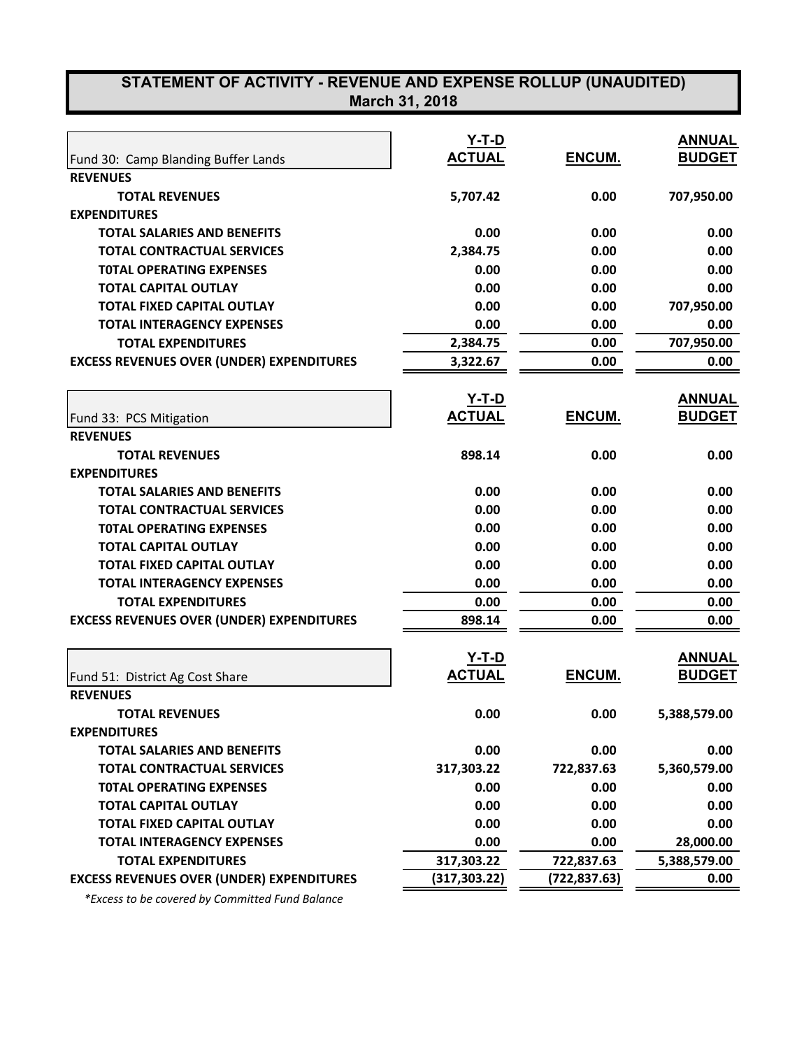# STATEMENT OF ACTIVITY - REVENUE AND EXPENSE ROLLUP (UNAUDITED)
## March 31, 2018

| Fund 30: Camp Blanding Buffer Lands | Y-T-D ACTUAL | ENCUM. | ANNUAL BUDGET |
|---|---|---|---|
| **REVENUES** | | | |
| **TOTAL REVENUES** | 5,707.42 | 0.00 | 707,950.00 |
| **EXPENDITURES** | | | |
| **TOTAL SALARIES AND BENEFITS** | 0.00 | 0.00 | 0.00 |
| **TOTAL CONTRACTUAL SERVICES** | 2,384.75 | 0.00 | 0.00 |
| **T0TAL OPERATING EXPENSES** | 0.00 | 0.00 | 0.00 |
| **TOTAL CAPITAL OUTLAY** | 0.00 | 0.00 | 0.00 |
| **TOTAL FIXED CAPITAL OUTLAY** | 0.00 | 0.00 | 707,950.00 |
| **TOTAL INTERAGENCY EXPENSES** | 0.00 | 0.00 | 0.00 |
| **TOTAL EXPENDITURES** | 2,384.75 | 0.00 | 707,950.00 |
| **EXCESS REVENUES OVER (UNDER) EXPENDITURES** | 3,322.67 | 0.00 | 0.00 |

| Fund 33: PCS Mitigation | Y-T-D ACTUAL | ENCUM. | ANNUAL BUDGET |
|---|---|---|---|
| **REVENUES** | | | |
| **TOTAL REVENUES** | 898.14 | 0.00 | 0.00 |
| **EXPENDITURES** | | | |
| **TOTAL SALARIES AND BENEFITS** | 0.00 | 0.00 | 0.00 |
| **TOTAL CONTRACTUAL SERVICES** | 0.00 | 0.00 | 0.00 |
| **T0TAL OPERATING EXPENSES** | 0.00 | 0.00 | 0.00 |
| **TOTAL CAPITAL OUTLAY** | 0.00 | 0.00 | 0.00 |
| **TOTAL FIXED CAPITAL OUTLAY** | 0.00 | 0.00 | 0.00 |
| **TOTAL INTERAGENCY EXPENSES** | 0.00 | 0.00 | 0.00 |
| **TOTAL EXPENDITURES** | 0.00 | 0.00 | 0.00 |
| **EXCESS REVENUES OVER (UNDER) EXPENDITURES** | 898.14 | 0.00 | 0.00 |

| Fund 51: District Ag Cost Share | Y-T-D ACTUAL | ENCUM. | ANNUAL BUDGET |
|---|---|---|---|
| **REVENUES** | | | |
| **TOTAL REVENUES** | 0.00 | 0.00 | 5,388,579.00 |
| **EXPENDITURES** | | | |
| **TOTAL SALARIES AND BENEFITS** | 0.00 | 0.00 | 0.00 |
| **TOTAL CONTRACTUAL SERVICES** | 317,303.22 | 722,837.63 | 5,360,579.00 |
| **T0TAL OPERATING EXPENSES** | 0.00 | 0.00 | 0.00 |
| **TOTAL CAPITAL OUTLAY** | 0.00 | 0.00 | 0.00 |
| **TOTAL FIXED CAPITAL OUTLAY** | 0.00 | 0.00 | 0.00 |
| **TOTAL INTERAGENCY EXPENSES** | 0.00 | 0.00 | 28,000.00 |
| **TOTAL EXPENDITURES** | 317,303.22 | 722,837.63 | 5,388,579.00 |
| **EXCESS REVENUES OVER (UNDER) EXPENDITURES** | (317,303.22) | (722,837.63) | 0.00 |

*\*Excess to be covered by Committed Fund Balance*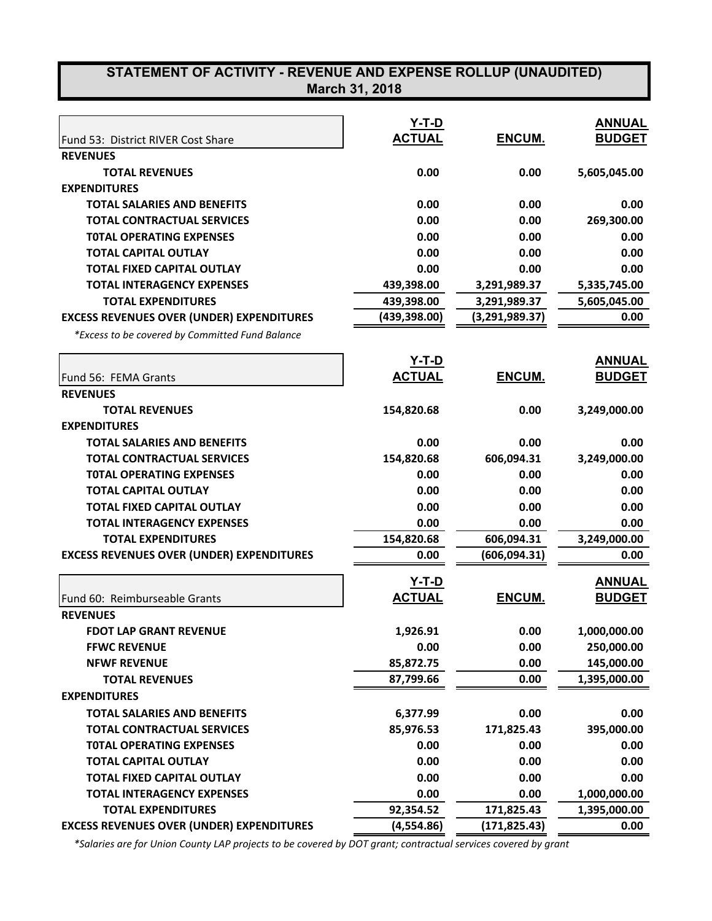# STATEMENT OF ACTIVITY - REVENUE AND EXPENSE ROLLUP (UNAUDITED)

## March 31, 2018

| Fund 53: District RIVER Cost Share | Y-T-D ACTUAL | ENCUM. | ANNUAL BUDGET |
|---|---|---|---|
| **REVENUES** | | | |
| **TOTAL REVENUES** | 0.00 | 0.00 | 5,605,045.00 |
| **EXPENDITURES** | | | |
| **TOTAL SALARIES AND BENEFITS** | 0.00 | 0.00 | 0.00 |
| **TOTAL CONTRACTUAL SERVICES** | 0.00 | 0.00 | 269,300.00 |
| **T0TAL OPERATING EXPENSES** | 0.00 | 0.00 | 0.00 |
| **TOTAL CAPITAL OUTLAY** | 0.00 | 0.00 | 0.00 |
| **TOTAL FIXED CAPITAL OUTLAY** | 0.00 | 0.00 | 0.00 |
| **TOTAL INTERAGENCY EXPENSES** | 439,398.00 | 3,291,989.37 | 5,335,745.00 |
| **TOTAL EXPENDITURES** | 439,398.00 | 3,291,989.37 | 5,605,045.00 |
| **EXCESS REVENUES OVER (UNDER) EXPENDITURES** | (439,398.00) | (3,291,989.37) | 0.00 |

*\*Excess to be covered by Committed Fund Balance*

| Fund 56: FEMA Grants | Y-T-D ACTUAL | ENCUM. | ANNUAL BUDGET |
|---|---|---|---|
| **REVENUES** | | | |
| **TOTAL REVENUES** | 154,820.68 | 0.00 | 3,249,000.00 |
| **EXPENDITURES** | | | |
| **TOTAL SALARIES AND BENEFITS** | 0.00 | 0.00 | 0.00 |
| **TOTAL CONTRACTUAL SERVICES** | 154,820.68 | 606,094.31 | 3,249,000.00 |
| **T0TAL OPERATING EXPENSES** | 0.00 | 0.00 | 0.00 |
| **TOTAL CAPITAL OUTLAY** | 0.00 | 0.00 | 0.00 |
| **TOTAL FIXED CAPITAL OUTLAY** | 0.00 | 0.00 | 0.00 |
| **TOTAL INTERAGENCY EXPENSES** | 0.00 | 0.00 | 0.00 |
| **TOTAL EXPENDITURES** | 154,820.68 | 606,094.31 | 3,249,000.00 |
| **EXCESS REVENUES OVER (UNDER) EXPENDITURES** | 0.00 | (606,094.31) | 0.00 |

| Fund 60: Reimburseable Grants | Y-T-D ACTUAL | ENCUM. | ANNUAL BUDGET |
|---|---|---|---|
| **REVENUES** | | | |
| **FDOT LAP GRANT REVENUE** | 1,926.91 | 0.00 | 1,000,000.00 |
| **FFWC REVENUE** | 0.00 | 0.00 | 250,000.00 |
| **NFWF REVENUE** | 85,872.75 | 0.00 | 145,000.00 |
| **TOTAL REVENUES** | 87,799.66 | 0.00 | 1,395,000.00 |
| **EXPENDITURES** | | | |
| **TOTAL SALARIES AND BENEFITS** | 6,377.99 | 0.00 | 0.00 |
| **TOTAL CONTRACTUAL SERVICES** | 85,976.53 | 171,825.43 | 395,000.00 |
| **T0TAL OPERATING EXPENSES** | 0.00 | 0.00 | 0.00 |
| **TOTAL CAPITAL OUTLAY** | 0.00 | 0.00 | 0.00 |
| **TOTAL FIXED CAPITAL OUTLAY** | 0.00 | 0.00 | 0.00 |
| **TOTAL INTERAGENCY EXPENSES** | 0.00 | 0.00 | 1,000,000.00 |
| **TOTAL EXPENDITURES** | 92,354.52 | 171,825.43 | 1,395,000.00 |
| **EXCESS REVENUES OVER (UNDER) EXPENDITURES** | (4,554.86) | (171,825.43) | 0.00 |

*\*Salaries are for Union County LAP projects to be covered by DOT grant; contractual services covered by grant*